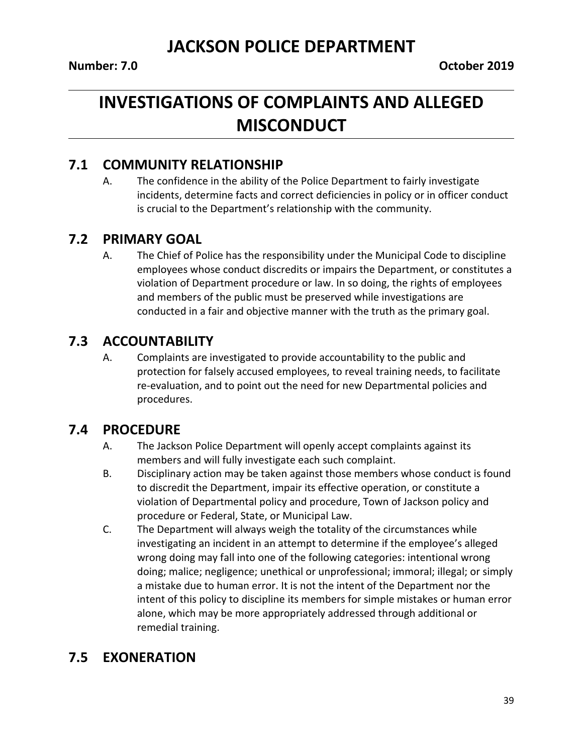# JACKSON POLICE DEPARTMENT

**Number: 7.0** **October 2019**

# INVESTIGATIONS OF COMPLAINTS AND ALLEGED MISCONDUCT

## 7.1 COMMUNITY RELATIONSHIP

A. The confidence in the ability of the Police Department to fairly investigate incidents, determine facts and correct deficiencies in policy or in officer conduct is crucial to the Department's relationship with the community.

## 7.2 PRIMARY GOAL

A. The Chief of Police has the responsibility under the Municipal Code to discipline employees whose conduct discredits or impairs the Department, or constitutes a violation of Department procedure or law. In so doing, the rights of employees and members of the public must be preserved while investigations are conducted in a fair and objective manner with the truth as the primary goal.

## 7.3 ACCOUNTABILITY

A. Complaints are investigated to provide accountability to the public and protection for falsely accused employees, to reveal training needs, to facilitate re-evaluation, and to point out the need for new Departmental policies and procedures.

## 7.4 PROCEDURE

A. The Jackson Police Department will openly accept complaints against its members and will fully investigate each such complaint.

B. Disciplinary action may be taken against those members whose conduct is found to discredit the Department, impair its effective operation, or constitute a violation of Departmental policy and procedure, Town of Jackson policy and procedure or Federal, State, or Municipal Law.

C. The Department will always weigh the totality of the circumstances while investigating an incident in an attempt to determine if the employee's alleged wrong doing may fall into one of the following categories: intentional wrong doing; malice; negligence; unethical or unprofessional; immoral; illegal; or simply a mistake due to human error. It is not the intent of the Department nor the intent of this policy to discipline its members for simple mistakes or human error alone, which may be more appropriately addressed through additional or remedial training.

## 7.5 EXONERATION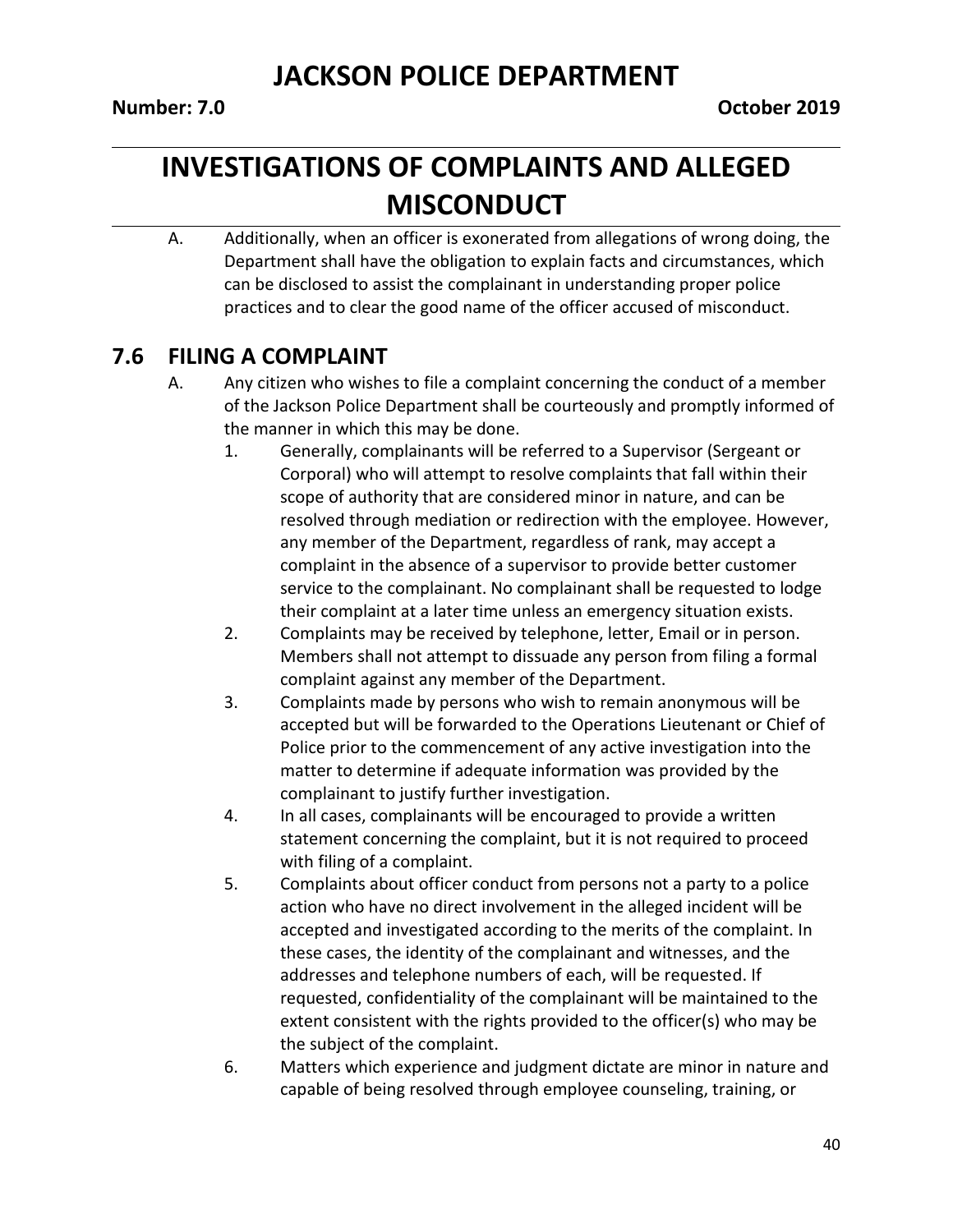A. Additionally, when an officer is exonerated from allegations of wrong doing, the Department shall have the obligation to explain facts and circumstances, which can be disclosed to assist the complainant in understanding proper police practices and to clear the good name of the officer accused of misconduct.

## 7.6 FILING A COMPLAINT

A. Any citizen who wishes to file a complaint concerning the conduct of a member of the Jackson Police Department shall be courteously and promptly informed of the manner in which this may be done.

1. Generally, complainants will be referred to a Supervisor (Sergeant or Corporal) who will attempt to resolve complaints that fall within their scope of authority that are considered minor in nature, and can be resolved through mediation or redirection with the employee. However, any member of the Department, regardless of rank, may accept a complaint in the absence of a supervisor to provide better customer service to the complainant. No complainant shall be requested to lodge their complaint at a later time unless an emergency situation exists.
2. Complaints may be received by telephone, letter, Email or in person. Members shall not attempt to dissuade any person from filing a formal complaint against any member of the Department.
3. Complaints made by persons who wish to remain anonymous will be accepted but will be forwarded to the Operations Lieutenant or Chief of Police prior to the commencement of any active investigation into the matter to determine if adequate information was provided by the complainant to justify further investigation.
4. In all cases, complainants will be encouraged to provide a written statement concerning the complaint, but it is not required to proceed with filing of a complaint.
5. Complaints about officer conduct from persons not a party to a police action who have no direct involvement in the alleged incident will be accepted and investigated according to the merits of the complaint. In these cases, the identity of the complainant and witnesses, and the addresses and telephone numbers of each, will be requested. If requested, confidentiality of the complainant will be maintained to the extent consistent with the rights provided to the officer(s) who may be the subject of the complaint.
6. Matters which experience and judgment dictate are minor in nature and capable of being resolved through employee counseling, training, or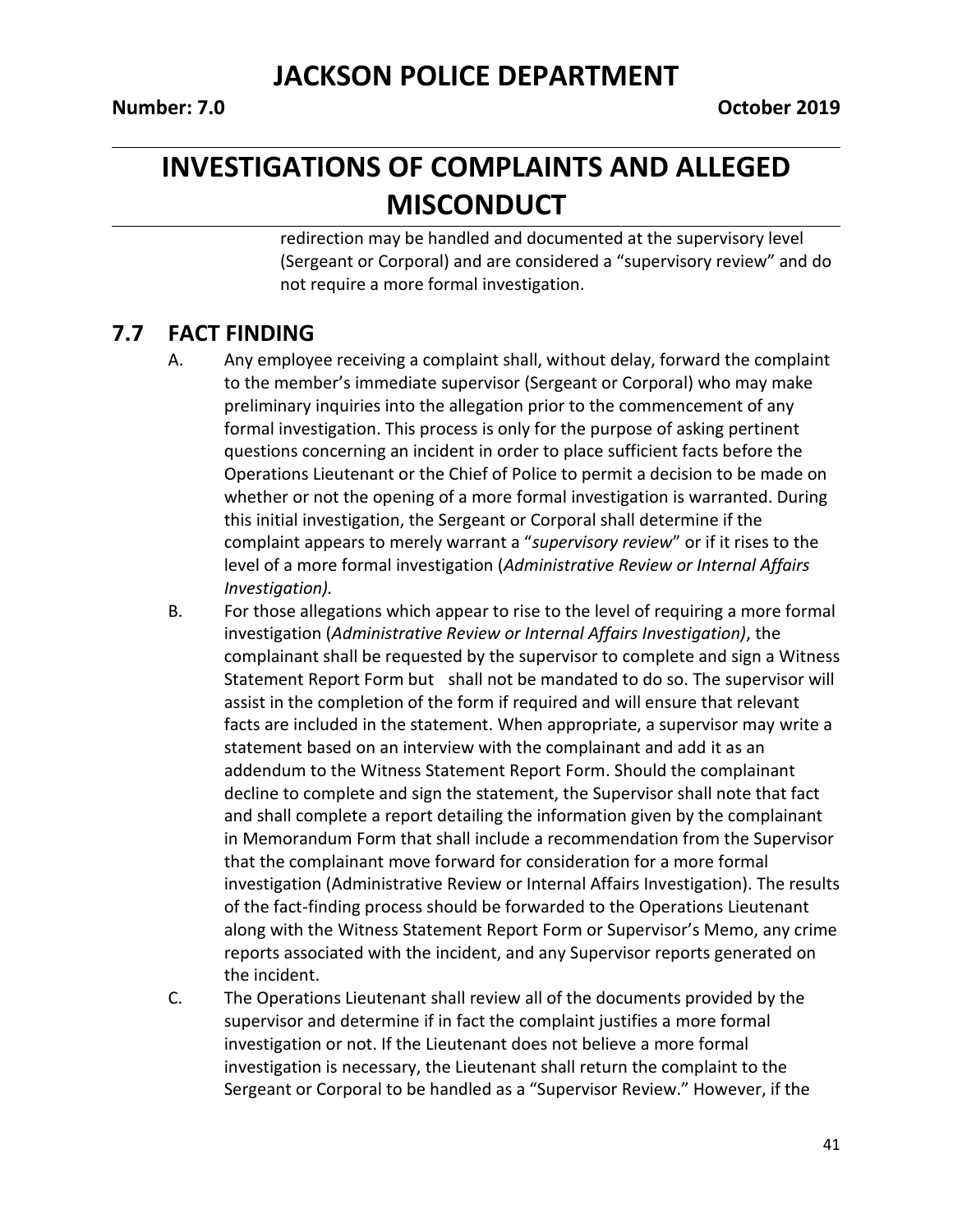redirection may be handled and documented at the supervisory level (Sergeant or Corporal) and are considered a "supervisory review" and do not require a more formal investigation.

## 7.7 FACT FINDING

A. Any employee receiving a complaint shall, without delay, forward the complaint to the member's immediate supervisor (Sergeant or Corporal) who may make preliminary inquiries into the allegation prior to the commencement of any formal investigation. This process is only for the purpose of asking pertinent questions concerning an incident in order to place sufficient facts before the Operations Lieutenant or the Chief of Police to permit a decision to be made on whether or not the opening of a more formal investigation is warranted. During this initial investigation, the Sergeant or Corporal shall determine if the complaint appears to merely warrant a "*supervisory review*" or if it rises to the level of a more formal investigation (*Administrative Review or Internal Affairs Investigation).*

B. For those allegations which appear to rise to the level of requiring a more formal investigation (*Administrative Review or Internal Affairs Investigation)*, the complainant shall be requested by the supervisor to complete and sign a Witness Statement Report Form but shall not be mandated to do so. The supervisor will assist in the completion of the form if required and will ensure that relevant facts are included in the statement. When appropriate, a supervisor may write a statement based on an interview with the complainant and add it as an addendum to the Witness Statement Report Form. Should the complainant decline to complete and sign the statement, the Supervisor shall note that fact and shall complete a report detailing the information given by the complainant in Memorandum Form that shall include a recommendation from the Supervisor that the complainant move forward for consideration for a more formal investigation (Administrative Review or Internal Affairs Investigation). The results of the fact-finding process should be forwarded to the Operations Lieutenant along with the Witness Statement Report Form or Supervisor's Memo, any crime reports associated with the incident, and any Supervisor reports generated on the incident.

C. The Operations Lieutenant shall review all of the documents provided by the supervisor and determine if in fact the complaint justifies a more formal investigation or not. If the Lieutenant does not believe a more formal investigation is necessary, the Lieutenant shall return the complaint to the Sergeant or Corporal to be handled as a "Supervisor Review." However, if the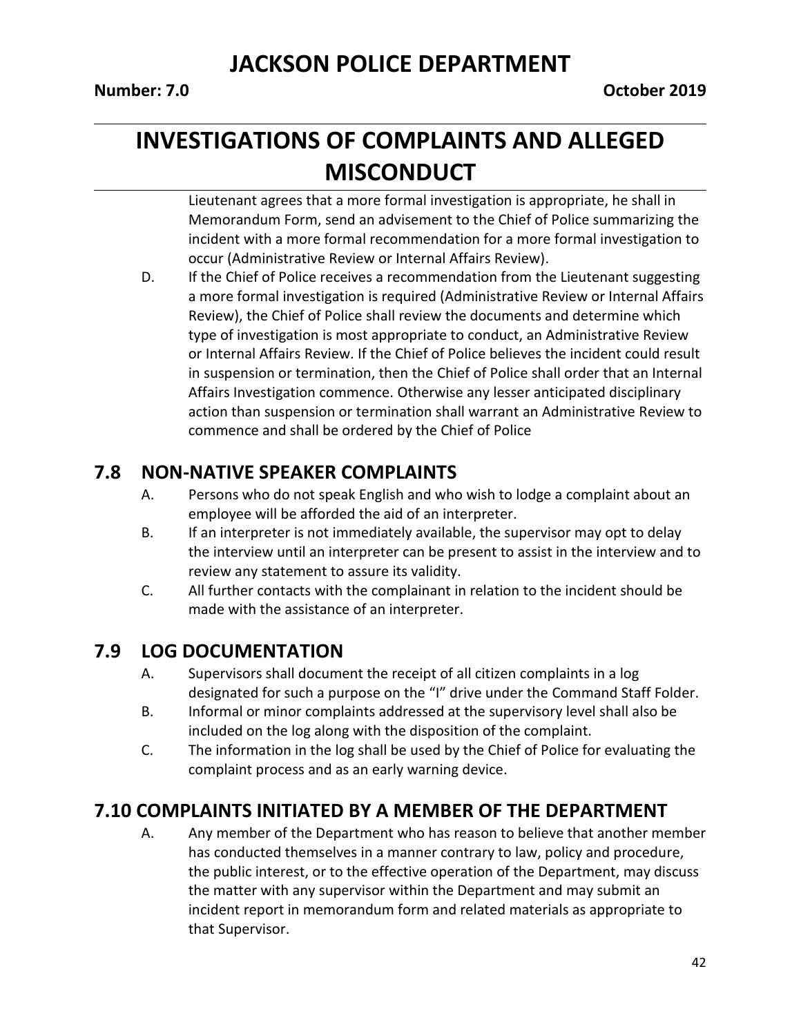Lieutenant agrees that a more formal investigation is appropriate, he shall in Memorandum Form, send an advisement to the Chief of Police summarizing the incident with a more formal recommendation for a more formal investigation to occur (Administrative Review or Internal Affairs Review).

D. If the Chief of Police receives a recommendation from the Lieutenant suggesting a more formal investigation is required (Administrative Review or Internal Affairs Review), the Chief of Police shall review the documents and determine which type of investigation is most appropriate to conduct, an Administrative Review or Internal Affairs Review. If the Chief of Police believes the incident could result in suspension or termination, then the Chief of Police shall order that an Internal Affairs Investigation commence. Otherwise any lesser anticipated disciplinary action than suspension or termination shall warrant an Administrative Review to commence and shall be ordered by the Chief of Police

## 7.8 NON-NATIVE SPEAKER COMPLAINTS

A. Persons who do not speak English and who wish to lodge a complaint about an employee will be afforded the aid of an interpreter.

B. If an interpreter is not immediately available, the supervisor may opt to delay the interview until an interpreter can be present to assist in the interview and to review any statement to assure its validity.

C. All further contacts with the complainant in relation to the incident should be made with the assistance of an interpreter.

## 7.9 LOG DOCUMENTATION

A. Supervisors shall document the receipt of all citizen complaints in a log designated for such a purpose on the "I" drive under the Command Staff Folder.

B. Informal or minor complaints addressed at the supervisory level shall also be included on the log along with the disposition of the complaint.

C. The information in the log shall be used by the Chief of Police for evaluating the complaint process and as an early warning device.

## 7.10 COMPLAINTS INITIATED BY A MEMBER OF THE DEPARTMENT

A. Any member of the Department who has reason to believe that another member has conducted themselves in a manner contrary to law, policy and procedure, the public interest, or to the effective operation of the Department, may discuss the matter with any supervisor within the Department and may submit an incident report in memorandum form and related materials as appropriate to that Supervisor.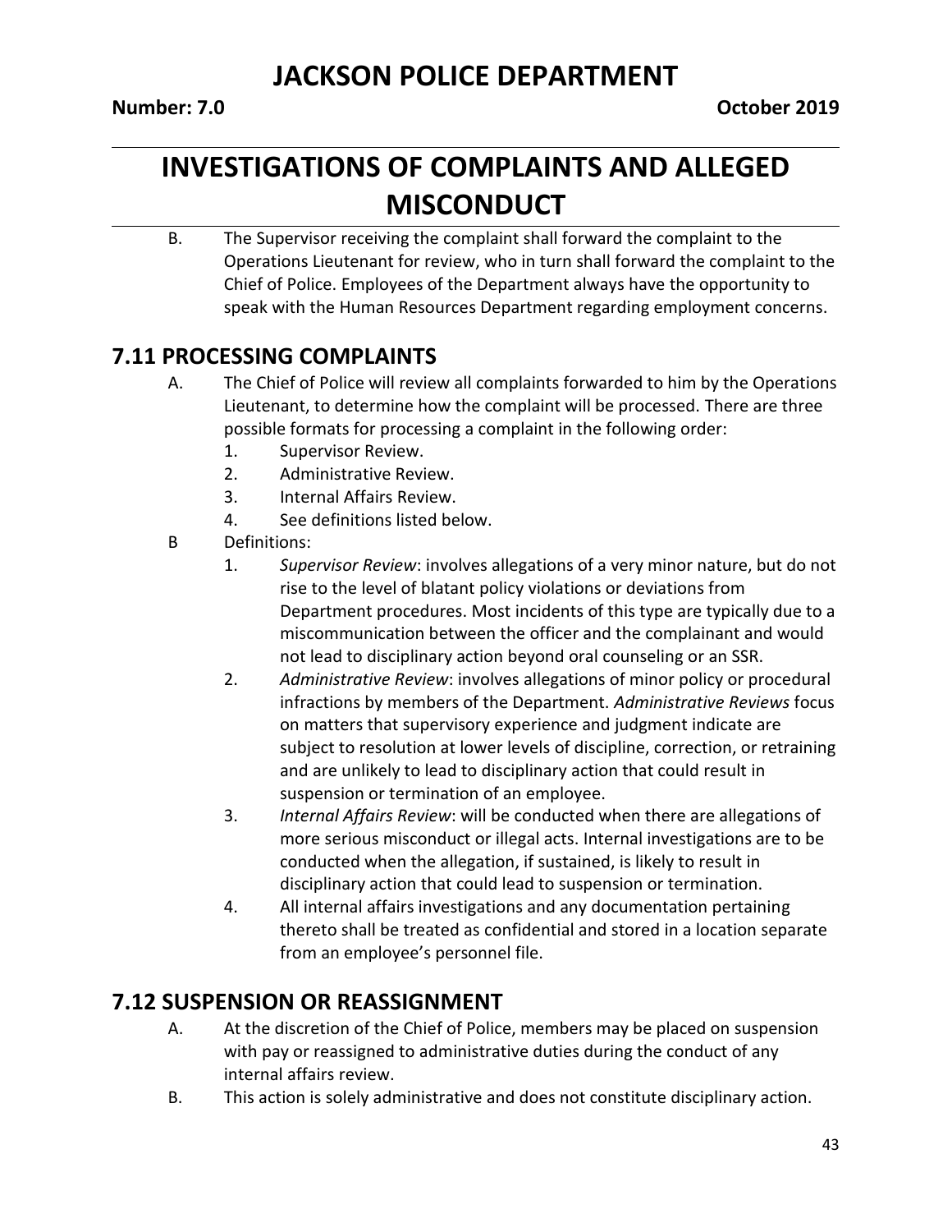B. The Supervisor receiving the complaint shall forward the complaint to the Operations Lieutenant for review, who in turn shall forward the complaint to the Chief of Police. Employees of the Department always have the opportunity to speak with the Human Resources Department regarding employment concerns.

## 7.11 PROCESSING COMPLAINTS

A. The Chief of Police will review all complaints forwarded to him by the Operations Lieutenant, to determine how the complaint will be processed. There are three possible formats for processing a complaint in the following order:
   1. Supervisor Review.
   2. Administrative Review.
   3. Internal Affairs Review.
   4. See definitions listed below.

B Definitions:
   1. *Supervisor Review*: involves allegations of a very minor nature, but do not rise to the level of blatant policy violations or deviations from Department procedures. Most incidents of this type are typically due to a miscommunication between the officer and the complainant and would not lead to disciplinary action beyond oral counseling or an SSR.
   2. *Administrative Review*: involves allegations of minor policy or procedural infractions by members of the Department. *Administrative Reviews* focus on matters that supervisory experience and judgment indicate are subject to resolution at lower levels of discipline, correction, or retraining and are unlikely to lead to disciplinary action that could result in suspension or termination of an employee.
   3. *Internal Affairs Review*: will be conducted when there are allegations of more serious misconduct or illegal acts. Internal investigations are to be conducted when the allegation, if sustained, is likely to result in disciplinary action that could lead to suspension or termination.
   4. All internal affairs investigations and any documentation pertaining thereto shall be treated as confidential and stored in a location separate from an employee's personnel file.

## 7.12 SUSPENSION OR REASSIGNMENT

A. At the discretion of the Chief of Police, members may be placed on suspension with pay or reassigned to administrative duties during the conduct of any internal affairs review.

B. This action is solely administrative and does not constitute disciplinary action.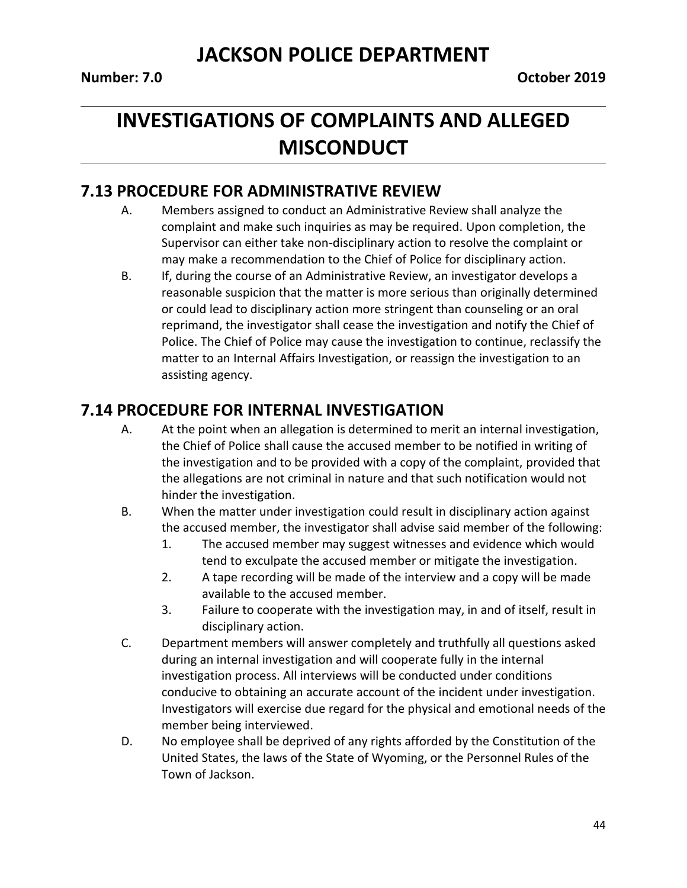## 7.13 PROCEDURE FOR ADMINISTRATIVE REVIEW

A. Members assigned to conduct an Administrative Review shall analyze the complaint and make such inquiries as may be required. Upon completion, the Supervisor can either take non-disciplinary action to resolve the complaint or may make a recommendation to the Chief of Police for disciplinary action.

B. If, during the course of an Administrative Review, an investigator develops a reasonable suspicion that the matter is more serious than originally determined or could lead to disciplinary action more stringent than counseling or an oral reprimand, the investigator shall cease the investigation and notify the Chief of Police. The Chief of Police may cause the investigation to continue, reclassify the matter to an Internal Affairs Investigation, or reassign the investigation to an assisting agency.

## 7.14 PROCEDURE FOR INTERNAL INVESTIGATION

A. At the point when an allegation is determined to merit an internal investigation, the Chief of Police shall cause the accused member to be notified in writing of the investigation and to be provided with a copy of the complaint, provided that the allegations are not criminal in nature and that such notification would not hinder the investigation.

B. When the matter under investigation could result in disciplinary action against the accused member, the investigator shall advise said member of the following:

1. The accused member may suggest witnesses and evidence which would tend to exculpate the accused member or mitigate the investigation.
2. A tape recording will be made of the interview and a copy will be made available to the accused member.
3. Failure to cooperate with the investigation may, in and of itself, result in disciplinary action.

C. Department members will answer completely and truthfully all questions asked during an internal investigation and will cooperate fully in the internal investigation process. All interviews will be conducted under conditions conducive to obtaining an accurate account of the incident under investigation. Investigators will exercise due regard for the physical and emotional needs of the member being interviewed.

D. No employee shall be deprived of any rights afforded by the Constitution of the United States, the laws of the State of Wyoming, or the Personnel Rules of the Town of Jackson.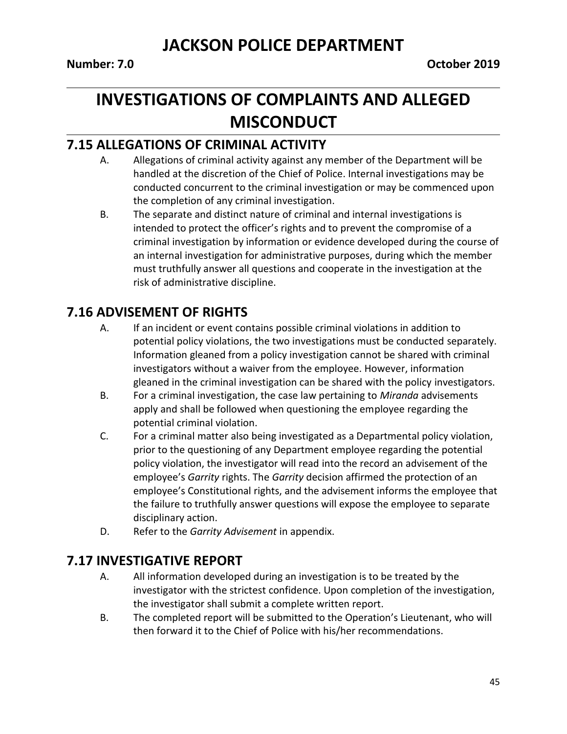# INVESTIGATIONS OF COMPLAINTS AND ALLEGED MISCONDUCT

## 7.15 ALLEGATIONS OF CRIMINAL ACTIVITY

A. Allegations of criminal activity against any member of the Department will be handled at the discretion of the Chief of Police. Internal investigations may be conducted concurrent to the criminal investigation or may be commenced upon the completion of any criminal investigation.

B. The separate and distinct nature of criminal and internal investigations is intended to protect the officer's rights and to prevent the compromise of a criminal investigation by information or evidence developed during the course of an internal investigation for administrative purposes, during which the member must truthfully answer all questions and cooperate in the investigation at the risk of administrative discipline.

## 7.16 ADVISEMENT OF RIGHTS

A. If an incident or event contains possible criminal violations in addition to potential policy violations, the two investigations must be conducted separately. Information gleaned from a policy investigation cannot be shared with criminal investigators without a waiver from the employee. However, information gleaned in the criminal investigation can be shared with the policy investigators.

B. For a criminal investigation, the case law pertaining to *Miranda* advisements apply and shall be followed when questioning the employee regarding the potential criminal violation.

C. For a criminal matter also being investigated as a Departmental policy violation, prior to the questioning of any Department employee regarding the potential policy violation, the investigator will read into the record an advisement of the employee's *Garrity* rights. The *Garrity* decision affirmed the protection of an employee's Constitutional rights, and the advisement informs the employee that the failure to truthfully answer questions will expose the employee to separate disciplinary action.

D. Refer to the *Garrity Advisement* in appendix.

## 7.17 INVESTIGATIVE REPORT

A. All information developed during an investigation is to be treated by the investigator with the strictest confidence. Upon completion of the investigation, the investigator shall submit a complete written report.

B. The completed report will be submitted to the Operation's Lieutenant, who will then forward it to the Chief of Police with his/her recommendations.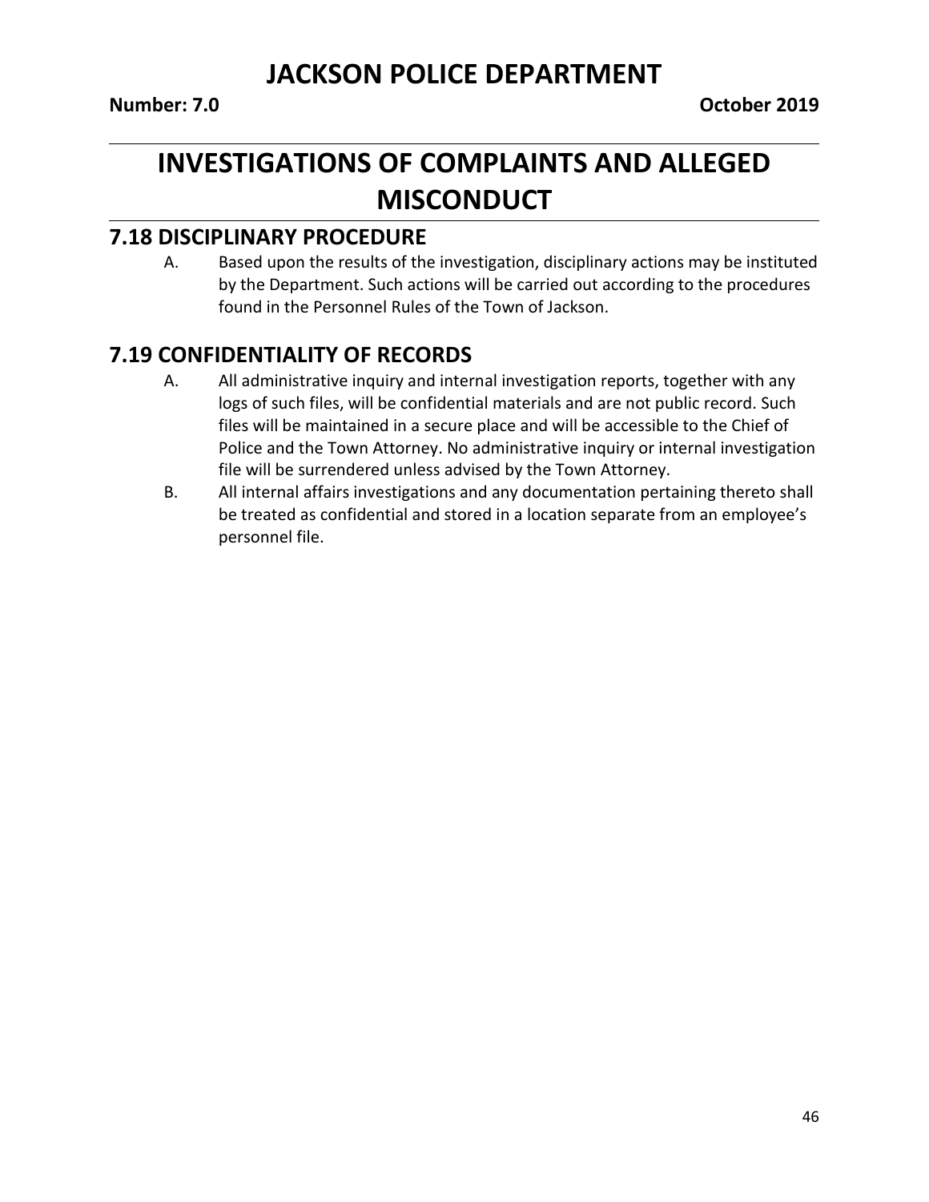# INVESTIGATIONS OF COMPLAINTS AND ALLEGED MISCONDUCT

## 7.18 DISCIPLINARY PROCEDURE

A. Based upon the results of the investigation, disciplinary actions may be instituted by the Department. Such actions will be carried out according to the procedures found in the Personnel Rules of the Town of Jackson.

## 7.19 CONFIDENTIALITY OF RECORDS

A. All administrative inquiry and internal investigation reports, together with any logs of such files, will be confidential materials and are not public record. Such files will be maintained in a secure place and will be accessible to the Chief of Police and the Town Attorney. No administrative inquiry or internal investigation file will be surrendered unless advised by the Town Attorney.

B. All internal affairs investigations and any documentation pertaining thereto shall be treated as confidential and stored in a location separate from an employee's personnel file.